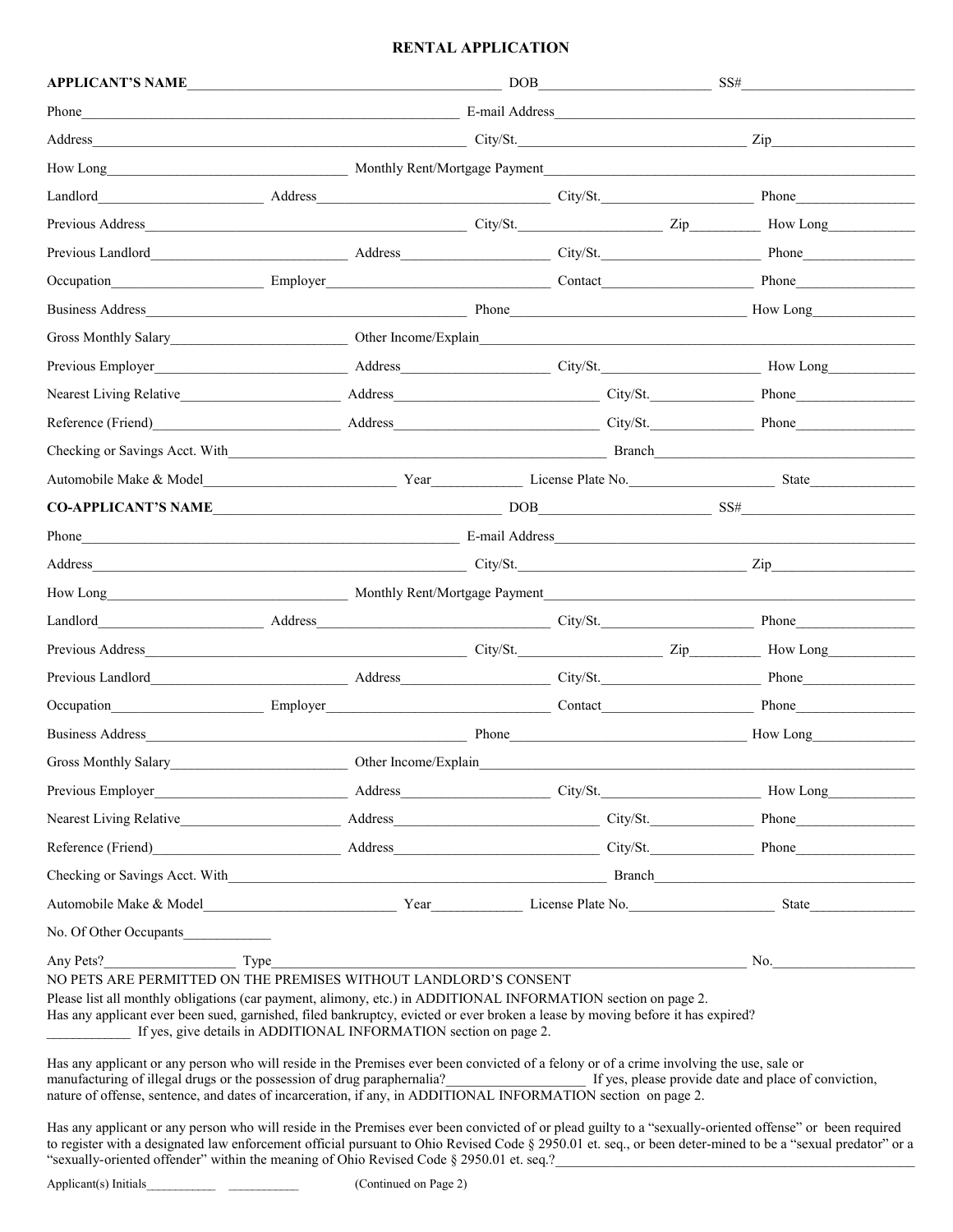# RENTAL APPLICATION

**APPLICANT'S NAME**\_\_\_\_\_\_\_\_\_\_\_\_\_\_\_\_\_\_\_\_ DOB\_\_\_\_\_\_\_\_\_\_\_\_ SS#\_\_\_\_\_\_\_\_\_\_\_\_

Phone\_\_\_\_\_\_\_\_\_\_\_\_\_\_\_\_\_\_\_\_ E-mail Address\_\_\_\_\_\_\_\_\_\_\_\_\_\_\_\_\_\_\_\_

Address\_\_\_\_\_\_\_\_\_\_\_\_\_\_\_\_\_\_\_\_ City/St.\_\_\_\_\_\_\_\_\_\_\_\_ Zip\_\_\_\_\_\_\_\_\_\_\_\_

How Long\_\_\_\_\_\_\_\_\_\_\_\_ Monthly Rent/Mortgage Payment\_\_\_\_\_\_\_\_\_\_\_\_\_\_\_\_\_\_\_\_

Landlord\_\_\_\_\_\_\_\_\_\_\_\_ Address\_\_\_\_\_\_\_\_\_\_\_\_ City/St.\_\_\_\_\_\_\_\_\_\_\_\_ Phone\_\_\_\_\_\_\_\_\_\_\_\_

Previous Address\_\_\_\_\_\_\_\_\_\_\_\_\_\_\_\_\_\_\_\_ City/St.\_\_\_\_\_\_\_\_\_\_\_\_ Zip\_\_\_\_\_\_ How Long\_\_\_\_\_\_

Previous Landlord\_\_\_\_\_\_\_\_\_\_\_\_ Address\_\_\_\_\_\_\_\_\_\_\_\_ City/St.\_\_\_\_\_\_\_\_\_\_\_\_ Phone\_\_\_\_\_\_\_\_\_\_\_\_

Occupation\_\_\_\_\_\_\_\_\_\_\_\_ Employer\_\_\_\_\_\_\_\_\_\_\_\_ Contact\_\_\_\_\_\_\_\_\_\_\_\_ Phone\_\_\_\_\_\_\_\_\_\_\_\_

Business Address\_\_\_\_\_\_\_\_\_\_\_\_\_\_\_\_\_\_\_\_ Phone\_\_\_\_\_\_\_\_\_\_\_\_ How Long\_\_\_\_\_\_

Gross Monthly Salary\_\_\_\_\_\_\_\_\_\_\_\_ Other Income/Explain\_\_\_\_\_\_\_\_\_\_\_\_\_\_\_\_\_\_\_\_

Previous Employer\_\_\_\_\_\_\_\_\_\_\_\_ Address\_\_\_\_\_\_\_\_\_\_\_\_ City/St.\_\_\_\_\_\_\_\_\_\_\_\_ How Long\_\_\_\_\_\_

Nearest Living Relative\_\_\_\_\_\_\_\_\_\_\_\_ Address\_\_\_\_\_\_\_\_\_\_\_\_ City/St.\_\_\_\_\_\_\_\_\_\_\_\_ Phone\_\_\_\_\_\_\_\_\_\_\_\_

Reference (Friend)\_\_\_\_\_\_\_\_\_\_\_\_ Address\_\_\_\_\_\_\_\_\_\_\_\_ City/St.\_\_\_\_\_\_\_\_\_\_\_\_ Phone\_\_\_\_\_\_\_\_\_\_\_\_

Checking or Savings Acct. With\_\_\_\_\_\_\_\_\_\_\_\_\_\_\_\_\_\_\_\_ Branch\_\_\_\_\_\_\_\_\_\_\_\_

Automobile Make & Model\_\_\_\_\_\_\_\_\_\_\_\_ Year\_\_\_\_\_\_ License Plate No.\_\_\_\_\_\_\_\_\_\_\_\_ State\_\_\_\_\_\_

**CO-APPLICANT'S NAME**\_\_\_\_\_\_\_\_\_\_\_\_\_\_\_\_\_\_\_\_ DOB\_\_\_\_\_\_\_\_\_\_\_\_ SS#\_\_\_\_\_\_\_\_\_\_\_\_

Phone\_\_\_\_\_\_\_\_\_\_\_\_\_\_\_\_\_\_\_\_ E-mail Address\_\_\_\_\_\_\_\_\_\_\_\_\_\_\_\_\_\_\_\_

Address\_\_\_\_\_\_\_\_\_\_\_\_\_\_\_\_\_\_\_\_ City/St.\_\_\_\_\_\_\_\_\_\_\_\_ Zip\_\_\_\_\_\_\_\_\_\_\_\_

How Long\_\_\_\_\_\_\_\_\_\_\_\_ Monthly Rent/Mortgage Payment\_\_\_\_\_\_\_\_\_\_\_\_\_\_\_\_\_\_\_\_

Landlord\_\_\_\_\_\_\_\_\_\_\_\_ Address\_\_\_\_\_\_\_\_\_\_\_\_ City/St.\_\_\_\_\_\_\_\_\_\_\_\_ Phone\_\_\_\_\_\_\_\_\_\_\_\_

Previous Address\_\_\_\_\_\_\_\_\_\_\_\_\_\_\_\_\_\_\_\_ City/St.\_\_\_\_\_\_\_\_\_\_\_\_ Zip\_\_\_\_\_\_ How Long\_\_\_\_\_\_

Previous Landlord\_\_\_\_\_\_\_\_\_\_\_\_ Address\_\_\_\_\_\_\_\_\_\_\_\_ City/St.\_\_\_\_\_\_\_\_\_\_\_\_ Phone\_\_\_\_\_\_\_\_\_\_\_\_

Occupation\_\_\_\_\_\_\_\_\_\_\_\_ Employer\_\_\_\_\_\_\_\_\_\_\_\_ Contact\_\_\_\_\_\_\_\_\_\_\_\_ Phone\_\_\_\_\_\_\_\_\_\_\_\_

Business Address\_\_\_\_\_\_\_\_\_\_\_\_\_\_\_\_\_\_\_\_ Phone\_\_\_\_\_\_\_\_\_\_\_\_ How Long\_\_\_\_\_\_

Gross Monthly Salary\_\_\_\_\_\_\_\_\_\_\_\_ Other Income/Explain\_\_\_\_\_\_\_\_\_\_\_\_\_\_\_\_\_\_\_\_

Previous Employer\_\_\_\_\_\_\_\_\_\_\_\_ Address\_\_\_\_\_\_\_\_\_\_\_\_ City/St.\_\_\_\_\_\_\_\_\_\_\_\_ How Long\_\_\_\_\_\_

Nearest Living Relative\_\_\_\_\_\_\_\_\_\_\_\_ Address\_\_\_\_\_\_\_\_\_\_\_\_ City/St.\_\_\_\_\_\_\_\_\_\_\_\_ Phone\_\_\_\_\_\_\_\_\_\_\_\_

Reference (Friend)\_\_\_\_\_\_\_\_\_\_\_\_ Address\_\_\_\_\_\_\_\_\_\_\_\_ City/St.\_\_\_\_\_\_\_\_\_\_\_\_ Phone\_\_\_\_\_\_\_\_\_\_\_\_

Checking or Savings Acct. With\_\_\_\_\_\_\_\_\_\_\_\_\_\_\_\_\_\_\_\_ Branch\_\_\_\_\_\_\_\_\_\_\_\_

Automobile Make & Model\_\_\_\_\_\_\_\_\_\_\_\_ Year\_\_\_\_\_\_ License Plate No.\_\_\_\_\_\_\_\_\_\_\_\_ State\_\_\_\_\_\_

No. Of Other Occupants\_\_\_\_\_\_

Any Pets?\_\_\_\_\_\_ Type\_\_\_\_\_\_\_\_\_\_\_\_\_\_\_\_\_\_\_\_ No.\_\_\_\_\_\_

NO PETS ARE PERMITTED ON THE PREMISES WITHOUT LANDLORD'S CONSENT

Please list all monthly obligations (car payment, alimony, etc.) in ADDITIONAL INFORMATION section on page 2.

Has any applicant ever been sued, garnished, filed bankruptcy, evicted or ever broken a lease by moving before it has expired? \_\_\_\_\_\_ If yes, give details in ADDITIONAL INFORMATION section on page 2.

Has any applicant or any person who will reside in the Premises ever been convicted of a felony or of a crime involving the use, sale or manufacturing of illegal drugs or the possession of drug paraphernalia?\_\_\_\_\_\_ If yes, please provide date and place of conviction, nature of offense, sentence, and dates of incarceration, if any, in ADDITIONAL INFORMATION section on page 2.

Has any applicant or any person who will reside in the Premises ever been convicted of or plead guilty to a "sexually-oriented offense" or been required to register with a designated law enforcement official pursuant to Ohio Revised Code § 2950.01 et. seq., or been deter-mined to be a "sexual predator" or a "sexually-oriented offender" within the meaning of Ohio Revised Code § 2950.01 et. seq.?\_\_\_\_\_\_\_\_\_\_\_\_

Applicant(s) Initials\_\_\_\_\_\_ \_\_\_\_\_\_ (Continued on Page 2)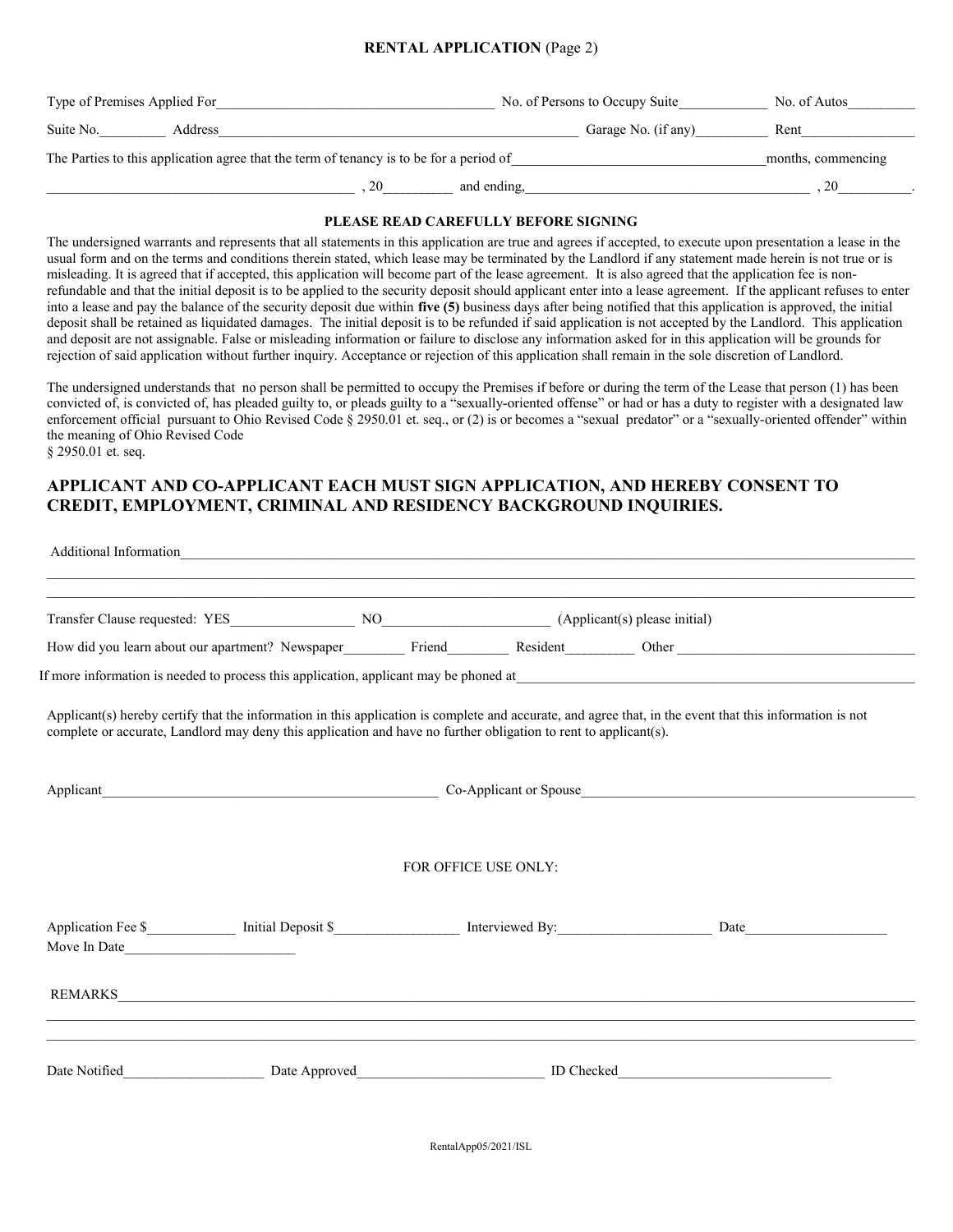## RENTAL APPLICATION (Page 2)

Type of Premises Applied For\_\_\_\_\_\_\_\_\_\_\_\_\_\_\_\_\_\_\_\_\_\_\_\_\_\_\_\_\_\_\_\_\_\_\_\_\_\_\_\_ No. of Persons to Occupy Suite\_\_\_\_\_\_\_\_\_\_\_\_\_ No. of Autos\_\_\_\_\_\_\_\_\_\_

Suite No.\_\_\_\_\_\_\_\_\_\_ Address\_\_\_\_\_\_\_\_\_\_\_\_\_\_\_\_\_\_\_\_\_\_\_\_\_\_\_\_\_\_\_\_\_\_\_\_\_\_\_\_\_\_\_\_\_\_\_\_\_\_\_\_\_\_\_ Garage No. (if any)\_\_\_\_\_\_\_\_\_\_ Rent\_\_\_\_\_\_\_\_\_\_\_\_\_\_\_\_\_

The Parties to this application agree that the term of tenancy is to be for a period of\_\_\_\_\_\_\_\_\_\_\_\_\_\_\_\_\_\_\_\_\_\_\_\_\_\_\_\_\_\_\_\_\_\_\_\_\_months, commencing

\_\_\_\_\_\_\_\_\_\_\_\_\_\_\_\_\_\_\_\_\_\_\_\_\_\_\_\_\_\_\_\_\_\_\_\_\_\_\_\_\_\_\_\_ , 20\_\_\_\_\_\_\_\_\_\_ and ending,\_\_\_\_\_\_\_\_\_\_\_\_\_\_\_\_\_\_\_\_\_\_\_\_\_\_\_\_\_\_\_\_\_\_\_\_\_\_\_\_\_\_\_\_ , 20\_\_\_\_\_\_\_\_\_\_\_.

**PLEASE READ CAREFULLY BEFORE SIGNING**

The undersigned warrants and represents that all statements in this application are true and agrees if accepted, to execute upon presentation a lease in the usual form and on the terms and conditions therein stated, which lease may be terminated by the Landlord if any statement made herein is not true or is misleading. It is agreed that if accepted, this application will become part of the lease agreement. It is also agreed that the application fee is non-refundable and that the initial deposit is to be applied to the security deposit should applicant enter into a lease agreement. If the applicant refuses to enter into a lease and pay the balance of the security deposit due within **five (5)** business days after being notified that this application is approved, the initial deposit shall be retained as liquidated damages. The initial deposit is to be refunded if said application is not accepted by the Landlord. This application and deposit are not assignable. False or misleading information or failure to disclose any information asked for in this application will be grounds for rejection of said application without further inquiry. Acceptance or rejection of this application shall remain in the sole discretion of Landlord.

The undersigned understands that no person shall be permitted to occupy the Premises if before or during the term of the Lease that person (1) has been convicted of, is convicted of, has pleaded guilty to, or pleads guilty to a "sexually-oriented offense" or had or has a duty to register with a designated law enforcement official pursuant to Ohio Revised Code § 2950.01 et. seq., or (2) is or becomes a "sexual predator" or a "sexually-oriented offender" within the meaning of Ohio Revised Code
§ 2950.01 et. seq.

### APPLICANT AND CO-APPLICANT EACH MUST SIGN APPLICATION, AND HEREBY CONSENT TO CREDIT, EMPLOYMENT, CRIMINAL AND RESIDENCY BACKGROUND INQUIRIES.

Additional Information\_\_\_\_\_\_\_\_\_\_\_\_\_\_\_\_\_\_\_\_\_\_\_\_\_\_\_\_\_\_\_\_\_\_\_\_\_\_\_\_\_\_\_\_\_\_\_\_\_\_\_\_\_\_\_\_\_\_\_\_\_\_\_\_\_\_\_\_\_\_\_\_\_\_\_\_\_\_\_\_\_\_\_\_\_\_\_\_\_\_\_\_\_\_\_\_\_\_\_\_\_\_\_\_\_\_\_\_\_\_\_\_\_\_

\_\_\_\_\_\_\_\_\_\_\_\_\_\_\_\_\_\_\_\_\_\_\_\_\_\_\_\_\_\_\_\_\_\_\_\_\_\_\_\_\_\_\_\_\_\_\_\_\_\_\_\_\_\_\_\_\_\_\_\_\_\_\_\_\_\_\_\_\_\_\_\_\_\_\_\_\_\_\_\_\_\_\_\_\_\_\_\_\_\_\_\_\_\_\_\_\_\_\_\_\_\_\_\_\_\_\_\_\_\_\_\_\_\_\_\_\_\_\_\_\_\_\_\_\_\_\_

\_\_\_\_\_\_\_\_\_\_\_\_\_\_\_\_\_\_\_\_\_\_\_\_\_\_\_\_\_\_\_\_\_\_\_\_\_\_\_\_\_\_\_\_\_\_\_\_\_\_\_\_\_\_\_\_\_\_\_\_\_\_\_\_\_\_\_\_\_\_\_\_\_\_\_\_\_\_\_\_\_\_\_\_\_\_\_\_\_\_\_\_\_\_\_\_\_\_\_\_\_\_\_\_\_\_\_\_\_\_\_\_\_\_\_\_\_\_\_\_\_\_\_\_\_\_\_

Transfer Clause requested: YES\_\_\_\_\_\_\_\_\_\_\_\_\_\_\_\_\_\_ NO\_\_\_\_\_\_\_\_\_\_\_\_\_\_\_\_\_\_\_\_\_\_\_\_ (Applicant(s) please initial)

How did you learn about our apartment? Newspaper\_\_\_\_\_\_\_\_\_ Friend\_\_\_\_\_\_\_\_\_ Resident\_\_\_\_\_\_\_\_\_\_ Other \_\_\_\_\_\_\_\_\_\_\_\_\_\_\_\_\_\_\_\_\_\_\_\_\_\_\_\_\_\_\_\_\_\_\_

If more information is needed to process this application, applicant may be phoned at\_\_\_\_\_\_\_\_\_\_\_\_\_\_\_\_\_\_\_\_\_\_\_\_\_\_\_\_\_\_\_\_\_\_\_\_\_\_\_\_\_\_\_\_\_\_\_\_\_\_\_\_\_\_\_\_\_\_\_\_\_

Applicant(s) hereby certify that the information in this application is complete and accurate, and agree that, in the event that this information is not complete or accurate, Landlord may deny this application and have no further obligation to rent to applicant(s).

Applicant\_\_\_\_\_\_\_\_\_\_\_\_\_\_\_\_\_\_\_\_\_\_\_\_\_\_\_\_\_\_\_\_\_\_\_\_\_\_\_\_\_\_\_\_\_\_\_\_\_ Co-Applicant or Spouse\_\_\_\_\_\_\_\_\_\_\_\_\_\_\_\_\_\_\_\_\_\_\_\_\_\_\_\_\_\_\_\_\_\_\_\_\_\_\_\_\_\_\_\_\_\_\_\_\_

FOR OFFICE USE ONLY:

Application Fee $\_\_\_\_\_\_\_\_\_\_\_\_\_ Initial Deposit $\_\_\_\_\_\_\_\_\_\_\_\_\_\_\_\_\_\_ Interviewed By:\_\_\_\_\_\_\_\_\_\_\_\_\_\_\_\_\_\_\_\_\_\_ Date\_\_\_\_\_\_\_\_\_\_\_\_\_\_\_\_\_\_\_\_
Move In Date\_\_\_\_\_\_\_\_\_\_\_\_\_\_\_\_\_\_\_\_\_\_\_\_

REMARKS\_\_\_\_\_\_\_\_\_\_\_\_\_\_\_\_\_\_\_\_\_\_\_\_\_\_\_\_\_\_\_\_\_\_\_\_\_\_\_\_\_\_\_\_\_\_\_\_\_\_\_\_\_\_\_\_\_\_\_\_\_\_\_\_\_\_\_\_\_\_\_\_\_\_\_\_\_\_\_\_\_\_\_\_\_\_\_\_\_\_\_\_\_\_\_\_\_\_\_\_\_\_\_\_\_\_\_\_\_\_\_\_\_\_\_\_\_\_\_\_\_\_\_

\_\_\_\_\_\_\_\_\_\_\_\_\_\_\_\_\_\_\_\_\_\_\_\_\_\_\_\_\_\_\_\_\_\_\_\_\_\_\_\_\_\_\_\_\_\_\_\_\_\_\_\_\_\_\_\_\_\_\_\_\_\_\_\_\_\_\_\_\_\_\_\_\_\_\_\_\_\_\_\_\_\_\_\_\_\_\_\_\_\_\_\_\_\_\_\_\_\_\_\_\_\_\_\_\_\_\_\_\_\_\_\_\_\_\_\_\_\_\_\_\_\_\_\_\_\_\_

\_\_\_\_\_\_\_\_\_\_\_\_\_\_\_\_\_\_\_\_\_\_\_\_\_\_\_\_\_\_\_\_\_\_\_\_\_\_\_\_\_\_\_\_\_\_\_\_\_\_\_\_\_\_\_\_\_\_\_\_\_\_\_\_\_\_\_\_\_\_\_\_\_\_\_\_\_\_\_\_\_\_\_\_\_\_\_\_\_\_\_\_\_\_\_\_\_\_\_\_\_\_\_\_\_\_\_\_\_\_\_\_\_\_\_\_\_\_\_\_\_\_\_\_\_\_\_

Date Notified\_\_\_\_\_\_\_\_\_\_\_\_\_\_\_\_\_\_\_\_ Date Approved\_\_\_\_\_\_\_\_\_\_\_\_\_\_\_\_\_\_\_\_\_\_\_\_\_\_\_ ID Checked\_\_\_\_\_\_\_\_\_\_\_\_\_\_\_\_\_\_\_\_\_\_\_\_\_\_\_\_\_\_

RentalApp05/2021/ISL